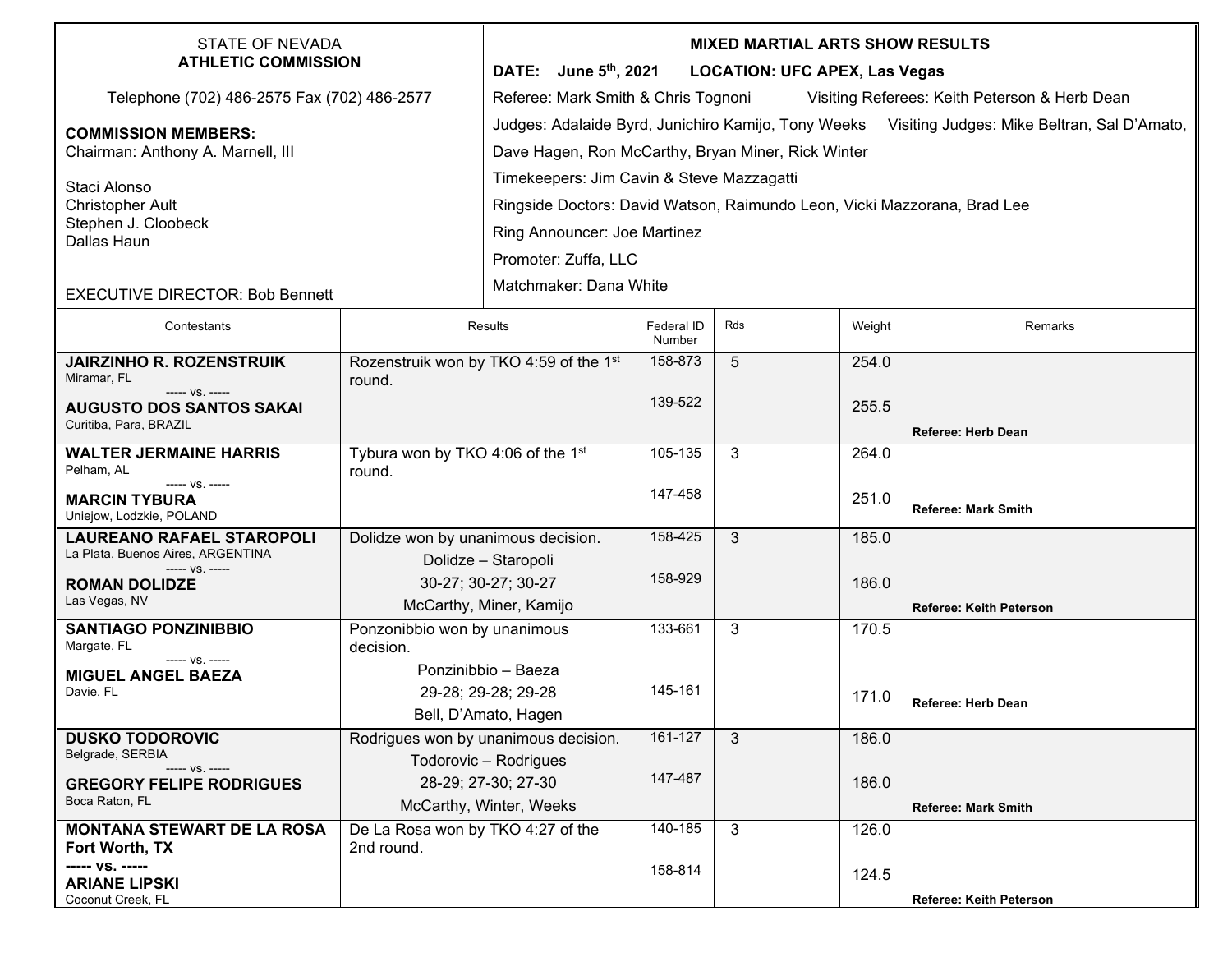STATE OF NEVADA
**ATHLETIC COMMISSION**

Telephone (702) 486-2575 Fax (702) 486-2577

**COMMISSION MEMBERS:**
Chairman: Anthony A. Marnell, III

Staci Alonso
Christopher Ault
Stephen J. Cloobeck
Dallas Haun

EXECUTIVE DIRECTOR: Bob Bennett

**MIXED MARTIAL ARTS SHOW RESULTS**

**DATE: June 5th, 2021 LOCATION: UFC APEX, Las Vegas**

Referee: Mark Smith & Chris Tognoni Visiting Referees: Keith Peterson & Herb Dean

Judges: Adalaide Byrd, Junichiro Kamijo, Tony Weeks Visiting Judges: Mike Beltran, Sal D'Amato, Dave Hagen, Ron McCarthy, Bryan Miner, Rick Winter

Timekeepers: Jim Cavin & Steve Mazzagatti

Ringside Doctors: David Watson, Raimundo Leon, Vicki Mazzorana, Brad Lee

Ring Announcer: Joe Martinez

Promoter: Zuffa, LLC

Matchmaker: Dana White

| Contestants | Results | Federal ID Number | Rds | | Weight | Remarks |
|---|---|---|---|---|---|---|
| **JAIRZINHO R. ROZENSTRUIK** Miramar, FL ----- vs. ----- **AUGUSTO DOS SANTOS SAKAI** Curitiba, Para, BRAZIL | Rozenstruik won by TKO 4:59 of the 1st round. | 158-873 / 139-522 | 5 | | 254.0 / 255.5 | **Referee: Herb Dean** |
| **WALTER JERMAINE HARRIS** Pelham, AL ----- vs. ----- **MARCIN TYBURA** Uniejow, Lodzkie, POLAND | Tybura won by TKO 4:06 of the 1st round. | 105-135 / 147-458 | 3 | | 264.0 / 251.0 | **Referee: Mark Smith** |
| **LAUREANO RAFAEL STAROPOLI** La Plata, Buenos Aires, ARGENTINA ----- vs. ----- **ROMAN DOLIDZE** Las Vegas, NV | Dolidze won by unanimous decision. Dolidze – Staropoli 30-27; 30-27; 30-27 McCarthy, Miner, Kamijo | 158-425 / 158-929 | 3 | | 185.0 / 186.0 | **Referee: Keith Peterson** |
| **SANTIAGO PONZINIBBIO** Margate, FL ----- vs. ----- **MIGUEL ANGEL BAEZA** Davie, FL | Ponzonibbio won by unanimous decision. Ponzinibbio – Baeza 29-28; 29-28; 29-28 Bell, D'Amato, Hagen | 133-661 / 145-161 | 3 | | 170.5 / 171.0 | **Referee: Herb Dean** |
| **DUSKO TODOROVIC** Belgrade, SERBIA ----- vs. ----- **GREGORY FELIPE RODRIGUES** Boca Raton, FL | Rodrigues won by unanimous decision. Todorovic – Rodrigues 28-29; 27-30; 27-30 McCarthy, Winter, Weeks | 161-127 / 147-487 | 3 | | 186.0 / 186.0 | **Referee: Mark Smith** |
| **MONTANA STEWART DE LA ROSA** **Fort Worth, TX** **----- vs. -----** **ARIANE LIPSKI** Coconut Creek, FL | De La Rosa won by TKO 4:27 of the 2nd round. | 140-185 / 158-814 | 3 | | 126.0 / 124.5 | **Referee: Keith Peterson** |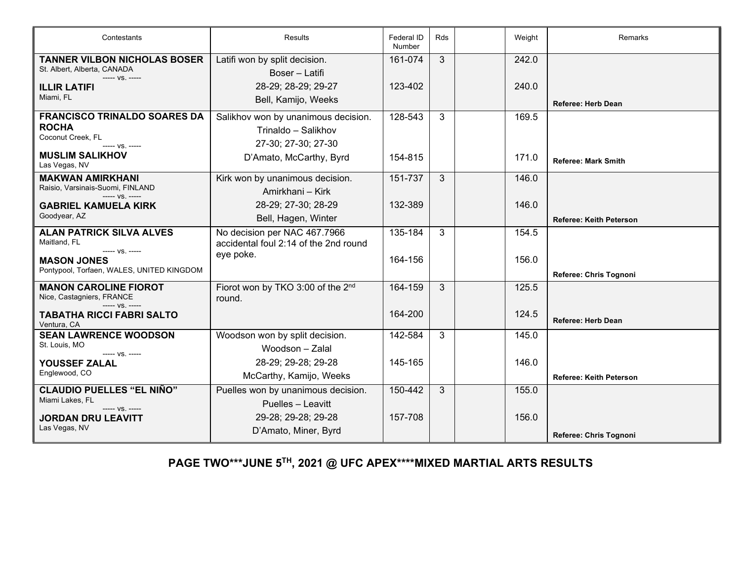| Contestants | Results | Federal ID Number | Rds | | Weight | Remarks |
|---|---|---|---|---|---|---|
| **TANNER VILBON NICHOLAS BOSER** St. Albert, Alberta, CANADA ----- vs. ----- **ILLIR LATIFI** Miami, FL | Latifi won by split decision. Boser – Latifi 28-29; 28-29; 29-27 Bell, Kamijo, Weeks | 161-074 123-402 | 3 | | 242.0 240.0 | **Referee: Herb Dean** |
| **FRANCISCO TRINALDO SOARES DA ROCHA** Coconut Creek, FL ----- vs. ----- **MUSLIM SALIKHOV** Las Vegas, NV | Salikhov won by unanimous decision. Trinaldo – Salikhov 27-30; 27-30; 27-30 D'Amato, McCarthy, Byrd | 128-543 154-815 | 3 | | 169.5 171.0 | **Referee: Mark Smith** |
| **MAKWAN AMIRKHANI** Raisio, Varsinais-Suomi, FINLAND ----- vs. ----- **GABRIEL KAMUELA KIRK** Goodyear, AZ | Kirk won by unanimous decision. Amirkhani – Kirk 28-29; 27-30; 28-29 Bell, Hagen, Winter | 151-737 132-389 | 3 | | 146.0 146.0 | **Referee: Keith Peterson** |
| **ALAN PATRICK SILVA ALVES** Maitland, FL ----- vs. ----- **MASON JONES** Pontypool, Torfaen, WALES, UNITED KINGDOM | No decision per NAC 467.7966 accidental foul 2:14 of the 2nd round eye poke. | 135-184 164-156 | 3 | | 154.5 156.0 | **Referee: Chris Tognoni** |
| **MANON CAROLINE FIOROT** Nice, Castagniers, FRANCE ----- vs. ----- **TABATHA RICCI FABRI SALTO** Ventura, CA | Fiorot won by TKO 3:00 of the 2nd round. | 164-159 164-200 | 3 | | 125.5 124.5 | **Referee: Herb Dean** |
| **SEAN LAWRENCE WOODSON** St. Louis, MO ----- vs. ----- **YOUSSEF ZALAL** Englewood, CO | Woodson won by split decision. Woodson – Zalal 28-29; 29-28; 29-28 McCarthy, Kamijo, Weeks | 142-584 145-165 | 3 | | 145.0 146.0 | **Referee: Keith Peterson** |
| **CLAUDIO PUELLES "EL NIÑO"** Miami Lakes, FL ----- vs. ----- **JORDAN DRU LEAVITT** Las Vegas, NV | Puelles won by unanimous decision. Puelles – Leavitt 29-28; 29-28; 29-28 D'Amato, Miner, Byrd | 150-442 157-708 | 3 | | 155.0 156.0 | **Referee: Chris Tognoni** |

**PAGE TWO\*\*\*JUNE 5TH, 2021 @ UFC APEX\*\*\*\*MIXED MARTIAL ARTS RESULTS**